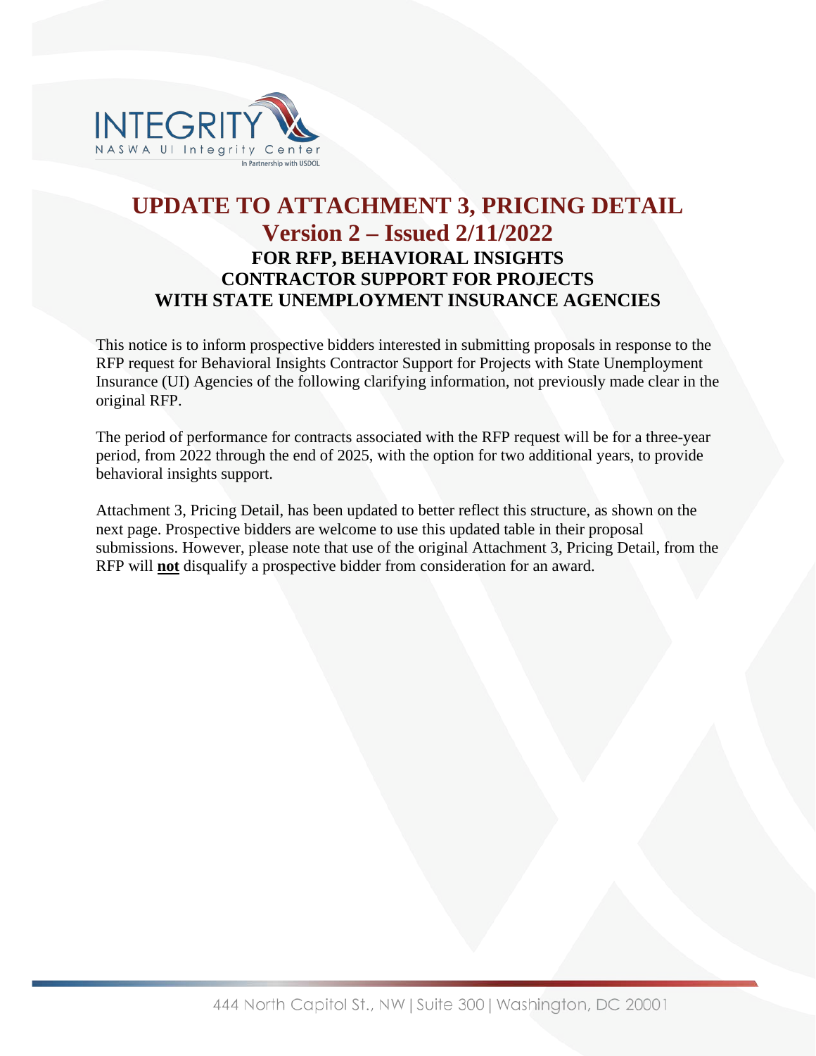# UPDATE TO ATTACHMENT 3, PRICING DETAIL

## Version 2 – Issued 2/11/2022

### FOR RFP, BEHAVIORAL INSIGHTS CONTRACTOR SUPPORT FOR PROJECTS WITH STATE UNEMPLOYMENT INSURANCE AGENCIES

This notice is to inform prospective bidders interested in submitting proposals in response to the RFP request for Behavioral Insights Contractor Support for Projects with State Unemployment Insurance (UI) Agencies of the following clarifying information, not previously made clear in the original RFP.

The period of performance for contracts associated with the RFP request will be for a three-year period, from 2022 through the end of 2025, with the option for two additional years, to provide behavioral insights support.

Attachment 3, Pricing Detail, has been updated to better reflect this structure, as shown on the next page. Prospective bidders are welcome to use this updated table in their proposal submissions. However, please note that use of the original Attachment 3, Pricing Detail, from the RFP will **not** disqualify a prospective bidder from consideration for an award.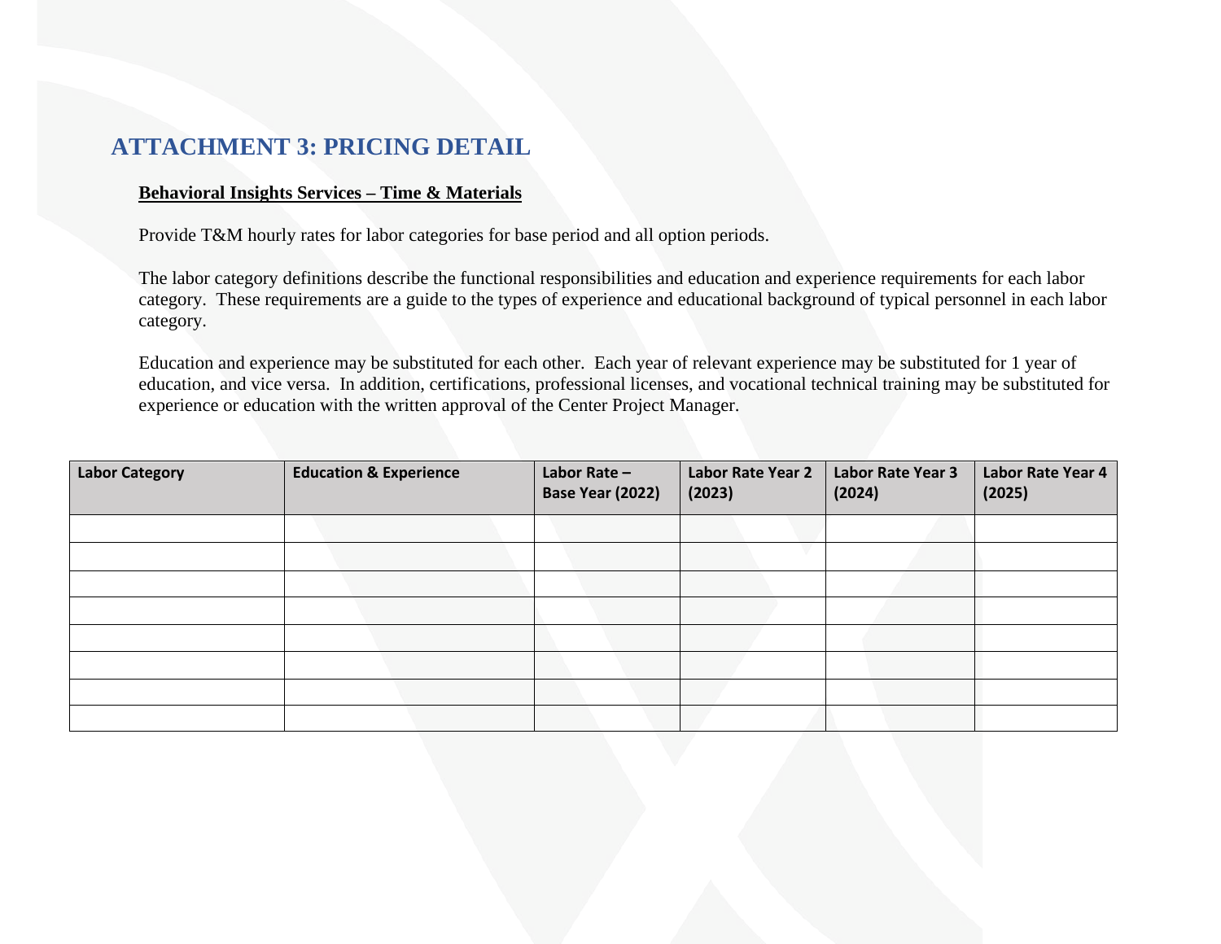# ATTACHMENT 3: PRICING DETAIL

**Behavioral Insights Services – Time & Materials**

Provide T&M hourly rates for labor categories for base period and all option periods.

The labor category definitions describe the functional responsibilities and education and experience requirements for each labor category. These requirements are a guide to the types of experience and educational background of typical personnel in each labor category.

Education and experience may be substituted for each other. Each year of relevant experience may be substituted for 1 year of education, and vice versa. In addition, certifications, professional licenses, and vocational technical training may be substituted for experience or education with the written approval of the Center Project Manager.

| Labor Category | Education & Experience | Labor Rate – Base Year (2022) | Labor Rate Year 2 (2023) | Labor Rate Year 3 (2024) | Labor Rate Year 4 (2025) |
|---|---|---|---|---|---|
| | | | | | |
| | | | | | |
| | | | | | |
| | | | | | |
| | | | | | |
| | | | | | |
| | | | | | |
| | | | | | |